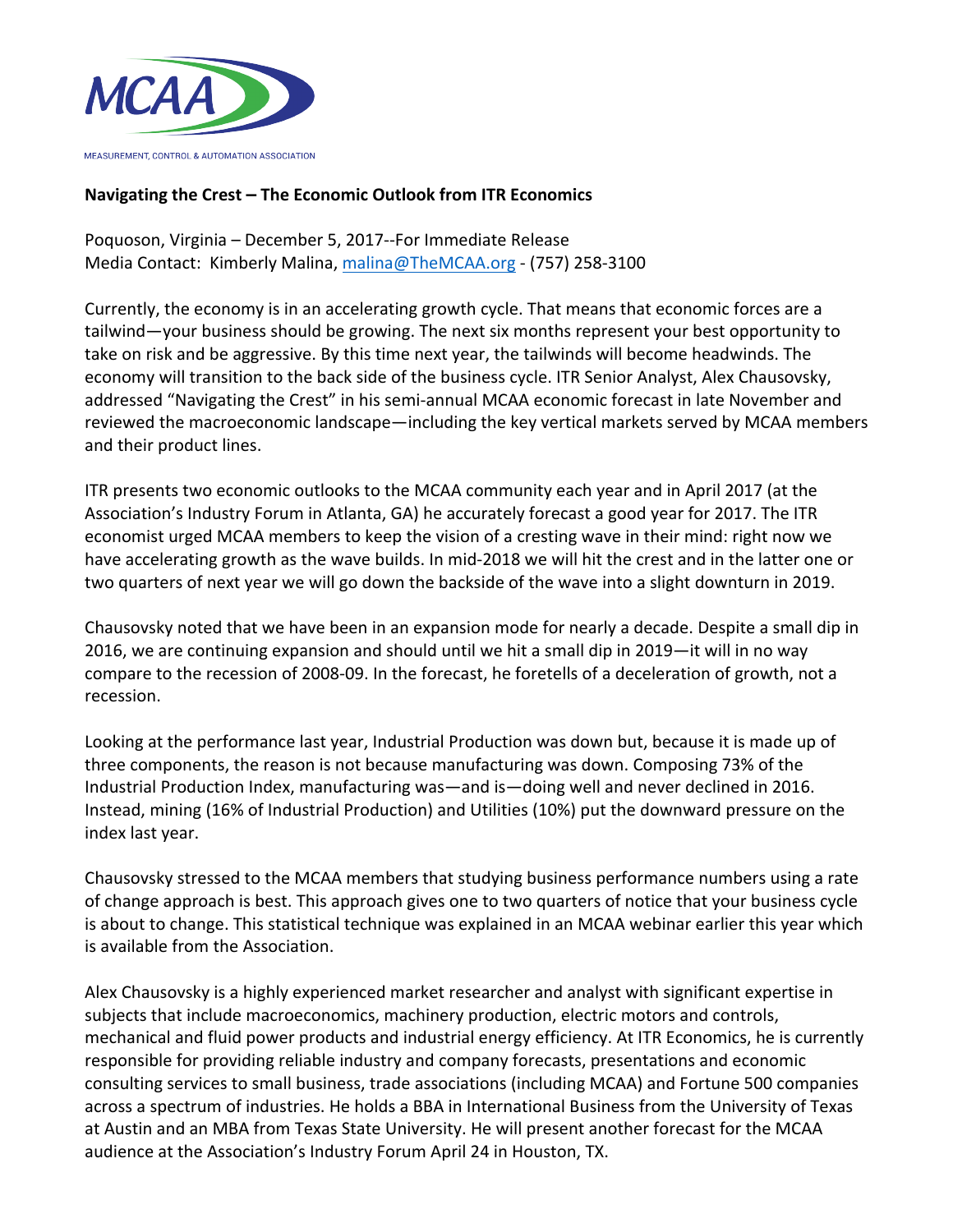MEASUREMENT, CONTROL & AUTOMATION ASSOCIATION

**Navigating the Crest – The Economic Outlook from ITR Economics**

Poquoson, Virginia – December 5, 2017--For Immediate Release
Media Contact: Kimberly Malina, malina@TheMCAA.org - (757) 258-3100

Currently, the economy is in an accelerating growth cycle. That means that economic forces are a tailwind—your business should be growing. The next six months represent your best opportunity to take on risk and be aggressive. By this time next year, the tailwinds will become headwinds. The economy will transition to the back side of the business cycle. ITR Senior Analyst, Alex Chausovsky, addressed "Navigating the Crest" in his semi-annual MCAA economic forecast in late November and reviewed the macroeconomic landscape—including the key vertical markets served by MCAA members and their product lines.

ITR presents two economic outlooks to the MCAA community each year and in April 2017 (at the Association's Industry Forum in Atlanta, GA) he accurately forecast a good year for 2017. The ITR economist urged MCAA members to keep the vision of a cresting wave in their mind: right now we have accelerating growth as the wave builds. In mid-2018 we will hit the crest and in the latter one or two quarters of next year we will go down the backside of the wave into a slight downturn in 2019.

Chausovsky noted that we have been in an expansion mode for nearly a decade. Despite a small dip in 2016, we are continuing expansion and should until we hit a small dip in 2019—it will in no way compare to the recession of 2008-09. In the forecast, he foretells of a deceleration of growth, not a recession.

Looking at the performance last year, Industrial Production was down but, because it is made up of three components, the reason is not because manufacturing was down. Composing 73% of the Industrial Production Index, manufacturing was—and is—doing well and never declined in 2016. Instead, mining (16% of Industrial Production) and Utilities (10%) put the downward pressure on the index last year.

Chausovsky stressed to the MCAA members that studying business performance numbers using a rate of change approach is best. This approach gives one to two quarters of notice that your business cycle is about to change. This statistical technique was explained in an MCAA webinar earlier this year which is available from the Association.

Alex Chausovsky is a highly experienced market researcher and analyst with significant expertise in subjects that include macroeconomics, machinery production, electric motors and controls, mechanical and fluid power products and industrial energy efficiency. At ITR Economics, he is currently responsible for providing reliable industry and company forecasts, presentations and economic consulting services to small business, trade associations (including MCAA) and Fortune 500 companies across a spectrum of industries. He holds a BBA in International Business from the University of Texas at Austin and an MBA from Texas State University. He will present another forecast for the MCAA audience at the Association's Industry Forum April 24 in Houston, TX.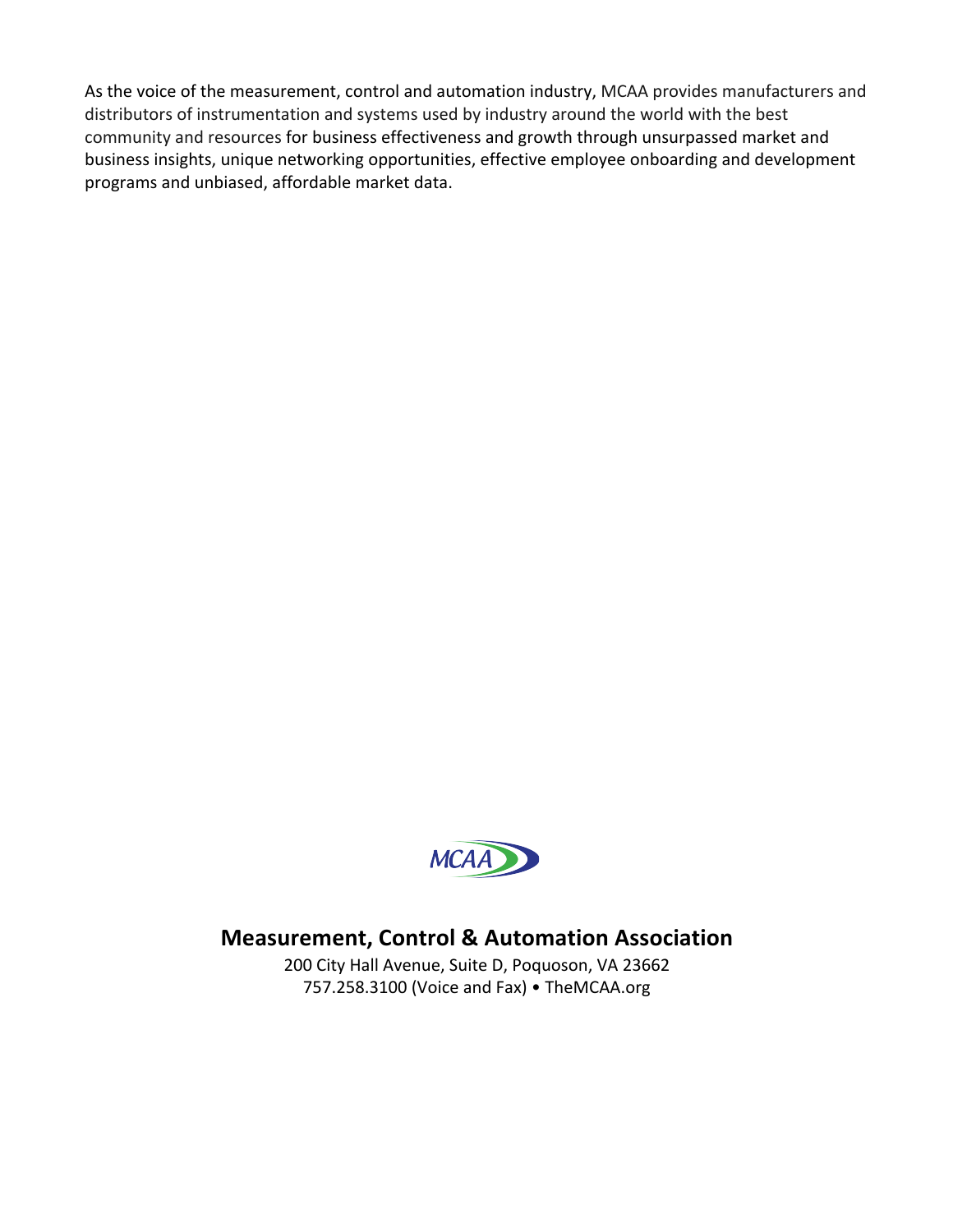As the voice of the measurement, control and automation industry, MCAA provides manufacturers and distributors of instrumentation and systems used by industry around the world with the best community and resources for business effectiveness and growth through unsurpassed market and business insights, unique networking opportunities, effective employee onboarding and development programs and unbiased, affordable market data.

MCAA

## Measurement, Control & Automation Association

200 City Hall Avenue, Suite D, Poquoson, VA 23662
757.258.3100 (Voice and Fax) • TheMCAA.org